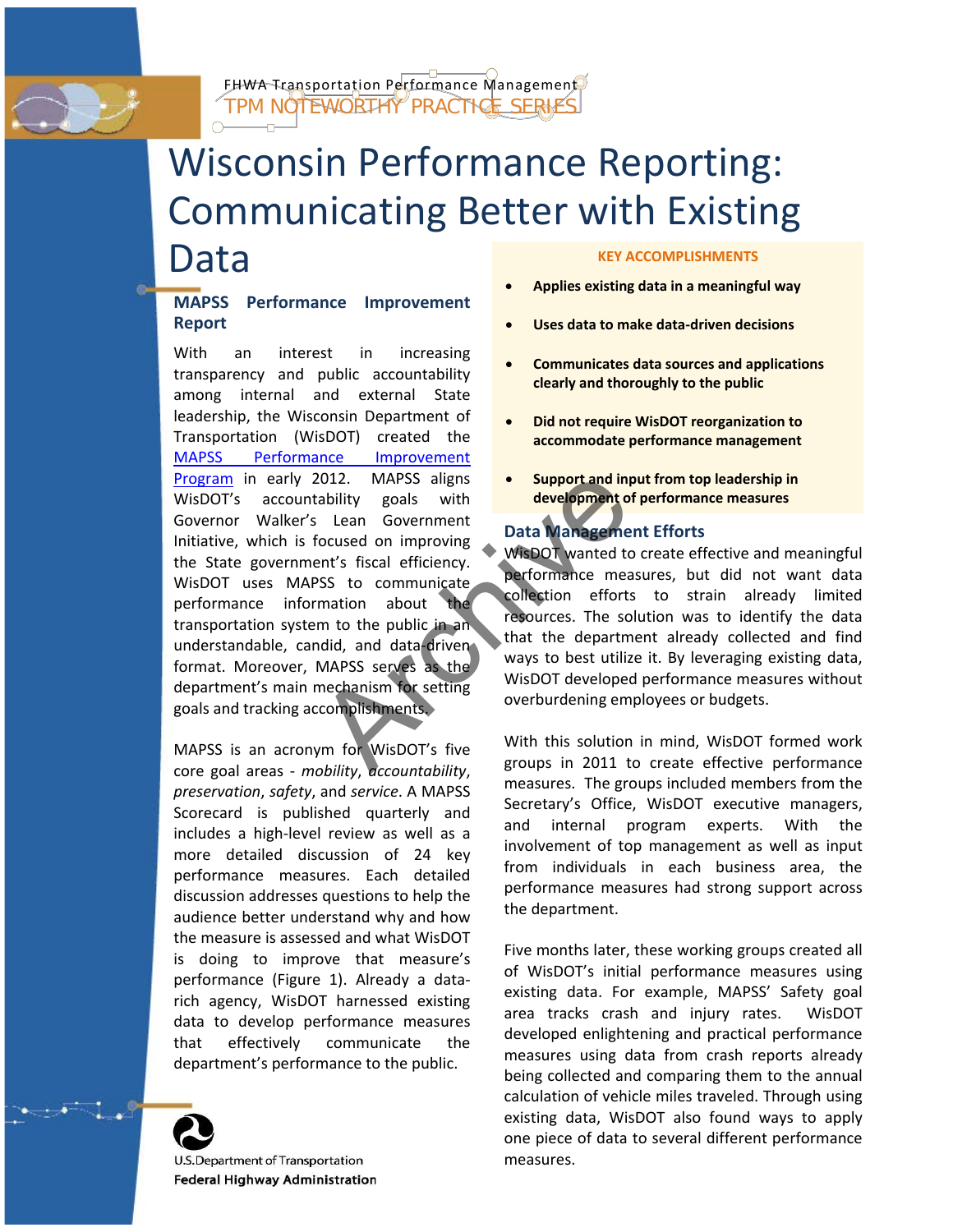FHWA Transportation Performance Management
TPM NOTEWORTHY PRACTICE SERIES

# Wisconsin Performance Reporting: Communicating Better with Existing Data

## MAPSS Performance Improvement Report

With an interest in increasing transparency and public accountability among internal and external State leadership, the Wisconsin Department of Transportation (WisDOT) created the MAPSS Performance Improvement Program in early 2012. MAPSS aligns WisDOT's accountability goals with Governor Walker's Lean Government Initiative, which is focused on improving the State government's fiscal efficiency. WisDOT uses MAPSS to communicate performance information about the transportation system to the public in an understandable, candid, and data-driven format. Moreover, MAPSS serves as the department's main mechanism for setting goals and tracking accomplishments.

MAPSS is an acronym for WisDOT's five core goal areas - *mobility*, *accountability*, *preservation*, *safety*, and *service*. A MAPSS Scorecard is published quarterly and includes a high-level review as well as a more detailed discussion of 24 key performance measures. Each detailed discussion addresses questions to help the audience better understand why and how the measure is assessed and what WisDOT is doing to improve that measure's performance (Figure 1). Already a data-rich agency, WisDOT harnessed existing data to develop performance measures that effectively communicate the department's performance to the public.

**KEY ACCOMPLISHMENTS**

- **Applies existing data in a meaningful way**
- **Uses data to make data-driven decisions**
- **Communicates data sources and applications clearly and thoroughly to the public**
- **Did not require WisDOT reorganization to accommodate performance management**
- **Support and input from top leadership in development of performance measures**

## Data Management Efforts

WisDOT wanted to create effective and meaningful performance measures, but did not want data collection efforts to strain already limited resources. The solution was to identify the data that the department already collected and find ways to best utilize it. By leveraging existing data, WisDOT developed performance measures without overburdening employees or budgets.

With this solution in mind, WisDOT formed work groups in 2011 to create effective performance measures. The groups included members from the Secretary's Office, WisDOT executive managers, and internal program experts. With the involvement of top management as well as input from individuals in each business area, the performance measures had strong support across the department.

Five months later, these working groups created all of WisDOT's initial performance measures using existing data. For example, MAPSS' Safety goal area tracks crash and injury rates. WisDOT developed enlightening and practical performance measures using data from crash reports already being collected and comparing them to the annual calculation of vehicle miles traveled. Through using existing data, WisDOT also found ways to apply one piece of data to several different performance measures.

U.S.Department of Transportation
Federal Highway Administration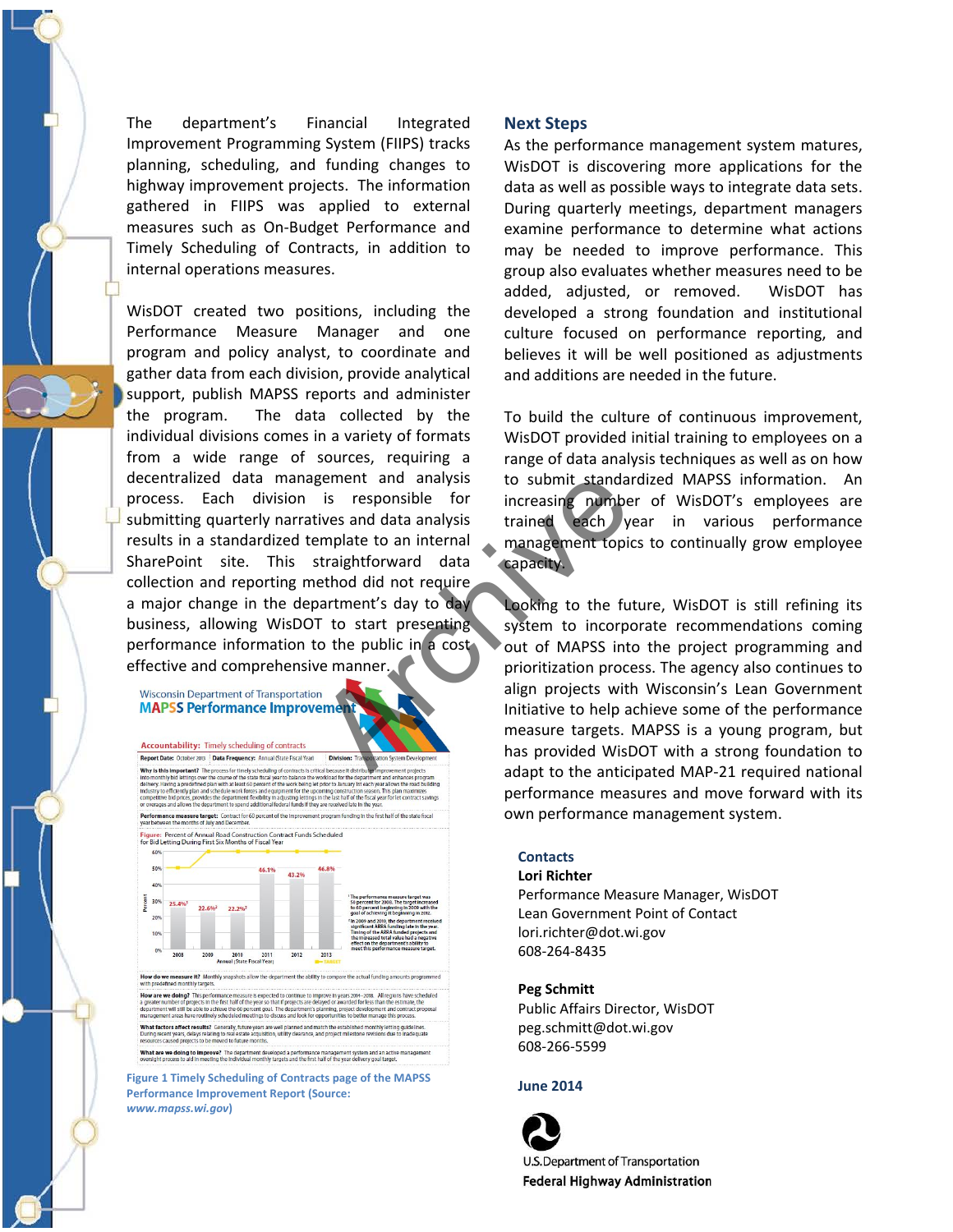The department's Financial Integrated Improvement Programming System (FIIPS) tracks planning, scheduling, and funding changes to highway improvement projects. The information gathered in FIIPS was applied to external measures such as On-Budget Performance and Timely Scheduling of Contracts, in addition to internal operations measures.

WisDOT created two positions, including the Performance Measure Manager and one program and policy analyst, to coordinate and gather data from each division, provide analytical support, publish MAPSS reports and administer the program. The data collected by the individual divisions comes in a variety of formats from a wide range of sources, requiring a decentralized data management and analysis process. Each division is responsible for submitting quarterly narratives and data analysis results in a standardized template to an internal SharePoint site. This straightforward data collection and reporting method did not require a major change in the department's day to day business, allowing WisDOT to start presenting performance information to the public in a cost effective and comprehensive manner.

Wisconsin Department of Transportation
MAPSS Performance Improvement

Accountability: Timely scheduling of contracts

Report Date: October 2013 | Data Frequency: Annual (State Fiscal Year) | Division: Transportation System Development

Figure: Percent of Annual Road Construction Contract Funds Scheduled for Bid Letting During First Six Months of Fiscal Year

25.4%
22.6%
22.2%
46.1%
43.2%
46.8%
2008
2009
2010
2011
2012
2013
Annual (State Fiscal Year)
Percent

Figure 1 Timely Scheduling of Contracts page of the MAPSS Performance Improvement Report (Source: *www.mapss.wi.gov*)

## Next Steps

As the performance management system matures, WisDOT is discovering more applications for the data as well as possible ways to integrate data sets. During quarterly meetings, department managers examine performance to determine what actions may be needed to improve performance. This group also evaluates whether measures need to be added, adjusted, or removed. WisDOT has developed a strong foundation and institutional culture focused on performance reporting, and believes it will be well positioned as adjustments and additions are needed in the future.

To build the culture of continuous improvement, WisDOT provided initial training to employees on a range of data analysis techniques as well as on how to submit standardized MAPSS information. An increasing number of WisDOT's employees are trained each year in various performance management topics to continually grow employee capacity.

Looking to the future, WisDOT is still refining its system to incorporate recommendations coming out of MAPSS into the project programming and prioritization process. The agency also continues to align projects with Wisconsin's Lean Government Initiative to help achieve some of the performance measure targets. MAPSS is a young program, but has provided WisDOT with a strong foundation to adapt to the anticipated MAP-21 required national performance measures and move forward with its own performance management system.

### Contacts

**Lori Richter**
Performance Measure Manager, WisDOT
Lean Government Point of Contact
lori.richter@dot.wi.gov
608-264-8435

**Peg Schmitt**
Public Affairs Director, WisDOT
peg.schmitt@dot.wi.gov
608-266-5599

**June 2014**

U.S. Department of Transportation
Federal Highway Administration